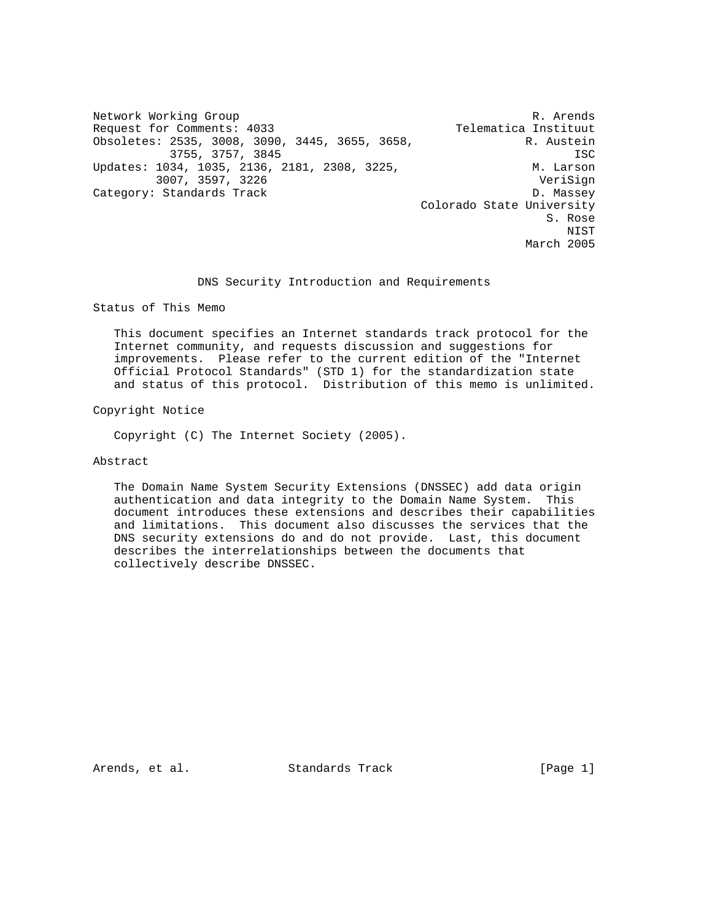Network Working Group R. Arends
Request for Comments: 4033 Telematica Instituut
Obsoletes: 2535, 3008, 3090, 3445, 3655, 3658, R. Austein
3755, 3757, 3845 ISC
Updates: 1034, 1035, 2136, 2181, 2308, 3225, M. Larson
3007, 3597, 3226 VeriSign
Category: Standards Track D. Massey
Colorado State University
S. Rose
NIST
March 2005

# DNS Security Introduction and Requirements

## Status of This Memo

This document specifies an Internet standards track protocol for the Internet community, and requests discussion and suggestions for improvements. Please refer to the current edition of the "Internet Official Protocol Standards" (STD 1) for the standardization state and status of this protocol. Distribution of this memo is unlimited.

## Copyright Notice

Copyright (C) The Internet Society (2005).

## Abstract

The Domain Name System Security Extensions (DNSSEC) add data origin authentication and data integrity to the Domain Name System. This document introduces these extensions and describes their capabilities and limitations. This document also discusses the services that the DNS security extensions do and do not provide. Last, this document describes the interrelationships between the documents that collectively describe DNSSEC.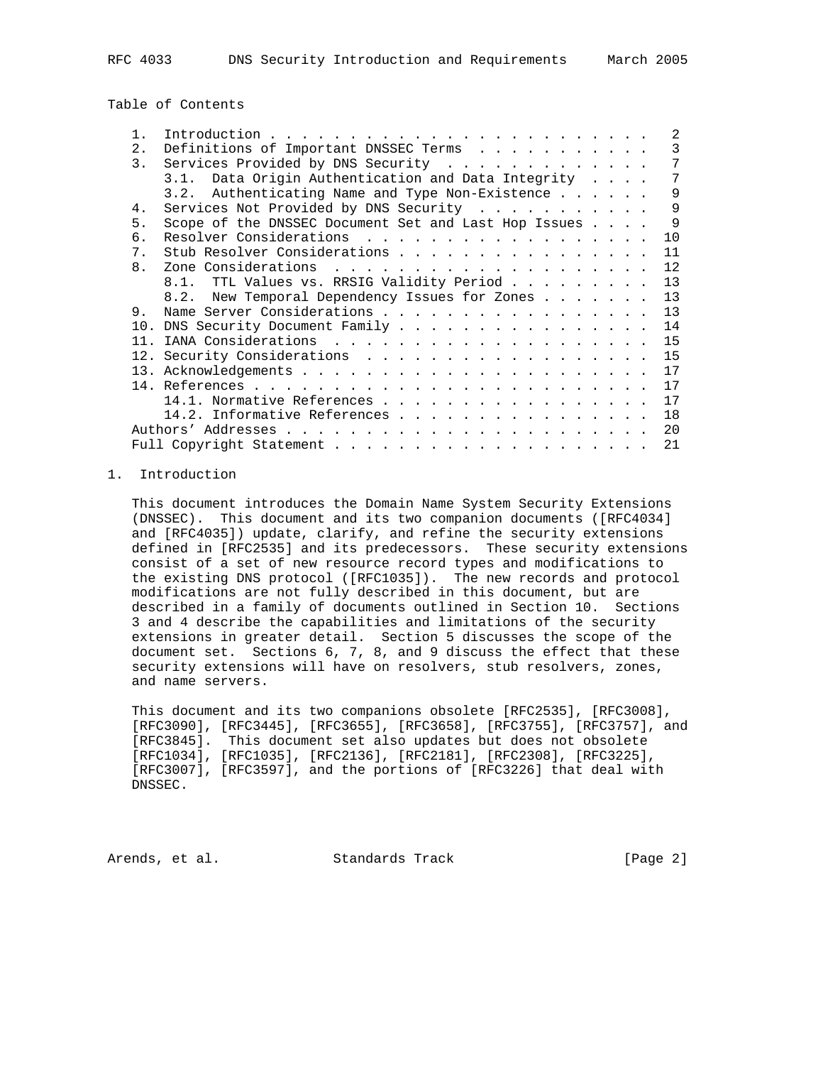## Table of Contents

```
   1.  Introduction . . . . . . . . . . . . . . . . . . . . . . . .   2
   2.  Definitions of Important DNSSEC Terms  . . . . . . . . . . .   3
   3.  Services Provided by DNS Security  . . . . . . . . . . . . .   7
       3.1.  Data Origin Authentication and Data Integrity  . . . .   7
       3.2.  Authenticating Name and Type Non-Existence . . . . . .   9
   4.  Services Not Provided by DNS Security  . . . . . . . . . . .   9
   5.  Scope of the DNSSEC Document Set and Last Hop Issues . . . .   9
   6.  Resolver Considerations  . . . . . . . . . . . . . . . . . .  10
   7.  Stub Resolver Considerations . . . . . . . . . . . . . . . .  11
   8.  Zone Considerations  . . . . . . . . . . . . . . . . . . . .  12
       8.1.  TTL Values vs. RRSIG Validity Period . . . . . . . . .  13
       8.2.  New Temporal Dependency Issues for Zones . . . . . . .  13
   9.  Name Server Considerations . . . . . . . . . . . . . . . . .  13
   10. DNS Security Document Family . . . . . . . . . . . . . . . .  14
   11. IANA Considerations  . . . . . . . . . . . . . . . . . . . .  15
   12. Security Considerations  . . . . . . . . . . . . . . . . . .  15
   13. Acknowledgements . . . . . . . . . . . . . . . . . . . . . .  17
   14. References . . . . . . . . . . . . . . . . . . . . . . . . .  17
       14.1. Normative References . . . . . . . . . . . . . . . . .  17
       14.2. Informative References . . . . . . . . . . . . . . . .  18
   Authors' Addresses . . . . . . . . . . . . . . . . . . . . . . .  20
   Full Copyright Statement . . . . . . . . . . . . . . . . . . . .  21
```

## 1. Introduction

This document introduces the Domain Name System Security Extensions (DNSSEC). This document and its two companion documents ([RFC4034] and [RFC4035]) update, clarify, and refine the security extensions defined in [RFC2535] and its predecessors. These security extensions consist of a set of new resource record types and modifications to the existing DNS protocol ([RFC1035]). The new records and protocol modifications are not fully described in this document, but are described in a family of documents outlined in Section 10. Sections 3 and 4 describe the capabilities and limitations of the security extensions in greater detail. Section 5 discusses the scope of the document set. Sections 6, 7, 8, and 9 discuss the effect that these security extensions will have on resolvers, stub resolvers, zones, and name servers.

This document and its two companions obsolete [RFC2535], [RFC3008], [RFC3090], [RFC3445], [RFC3655], [RFC3658], [RFC3755], [RFC3757], and [RFC3845]. This document set also updates but does not obsolete [RFC1034], [RFC1035], [RFC2136], [RFC2181], [RFC2308], [RFC3225], [RFC3007], [RFC3597], and the portions of [RFC3226] that deal with DNSSEC.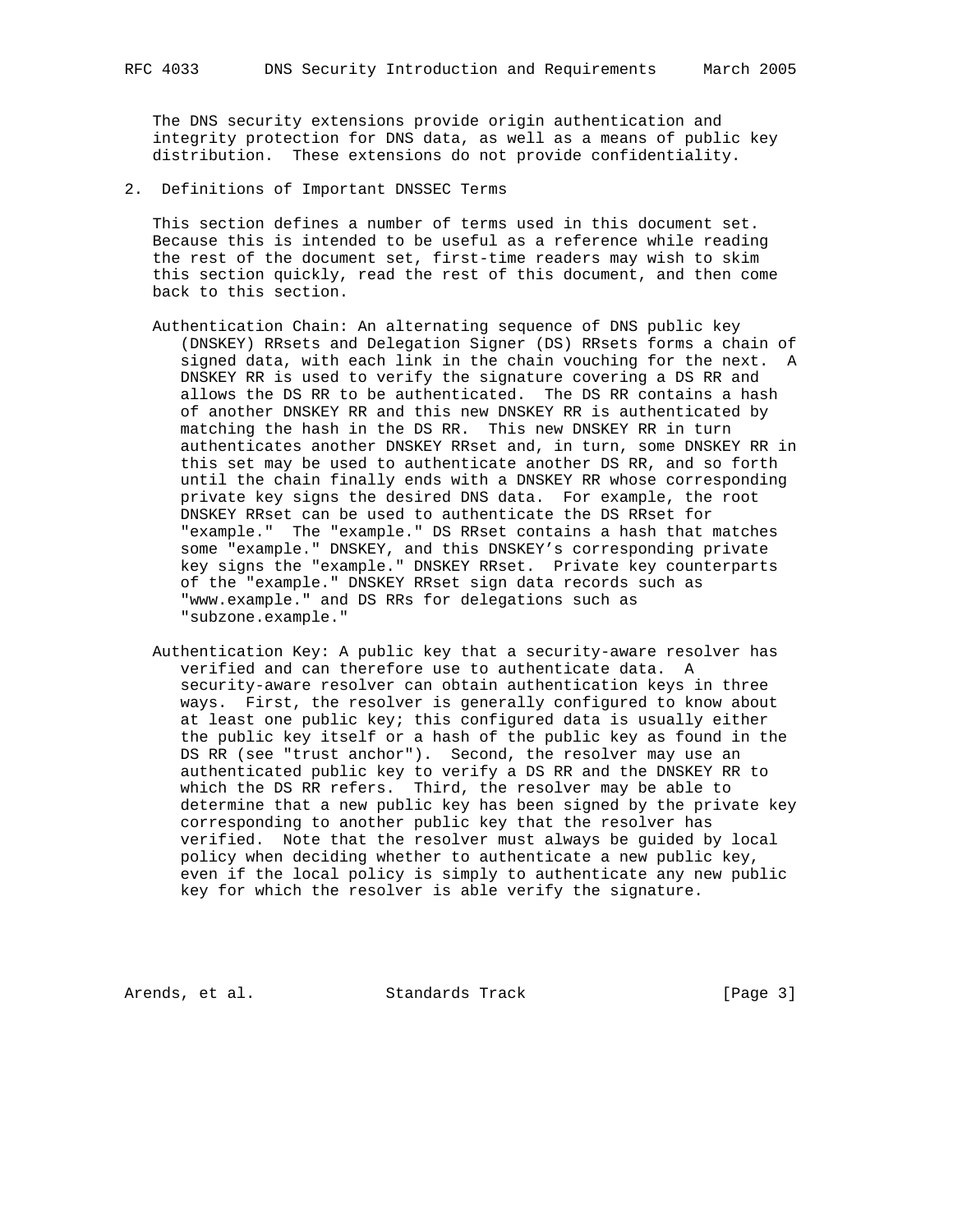The DNS security extensions provide origin authentication and integrity protection for DNS data, as well as a means of public key distribution. These extensions do not provide confidentiality.

## 2. Definitions of Important DNSSEC Terms

This section defines a number of terms used in this document set. Because this is intended to be useful as a reference while reading the rest of the document set, first-time readers may wish to skim this section quickly, read the rest of this document, and then come back to this section.

Authentication Chain: An alternating sequence of DNS public key (DNSKEY) RRsets and Delegation Signer (DS) RRsets forms a chain of signed data, with each link in the chain vouching for the next. A DNSKEY RR is used to verify the signature covering a DS RR and allows the DS RR to be authenticated. The DS RR contains a hash of another DNSKEY RR and this new DNSKEY RR is authenticated by matching the hash in the DS RR. This new DNSKEY RR in turn authenticates another DNSKEY RRset and, in turn, some DNSKEY RR in this set may be used to authenticate another DS RR, and so forth until the chain finally ends with a DNSKEY RR whose corresponding private key signs the desired DNS data. For example, the root DNSKEY RRset can be used to authenticate the DS RRset for "example." The "example." DS RRset contains a hash that matches some "example." DNSKEY, and this DNSKEY's corresponding private key signs the "example." DNSKEY RRset. Private key counterparts of the "example." DNSKEY RRset sign data records such as "www.example." and DS RRs for delegations such as "subzone.example."

Authentication Key: A public key that a security-aware resolver has verified and can therefore use to authenticate data. A security-aware resolver can obtain authentication keys in three ways. First, the resolver is generally configured to know about at least one public key; this configured data is usually either the public key itself or a hash of the public key as found in the DS RR (see "trust anchor"). Second, the resolver may use an authenticated public key to verify a DS RR and the DNSKEY RR to which the DS RR refers. Third, the resolver may be able to determine that a new public key has been signed by the private key corresponding to another public key that the resolver has verified. Note that the resolver must always be guided by local policy when deciding whether to authenticate a new public key, even if the local policy is simply to authenticate any new public key for which the resolver is able verify the signature.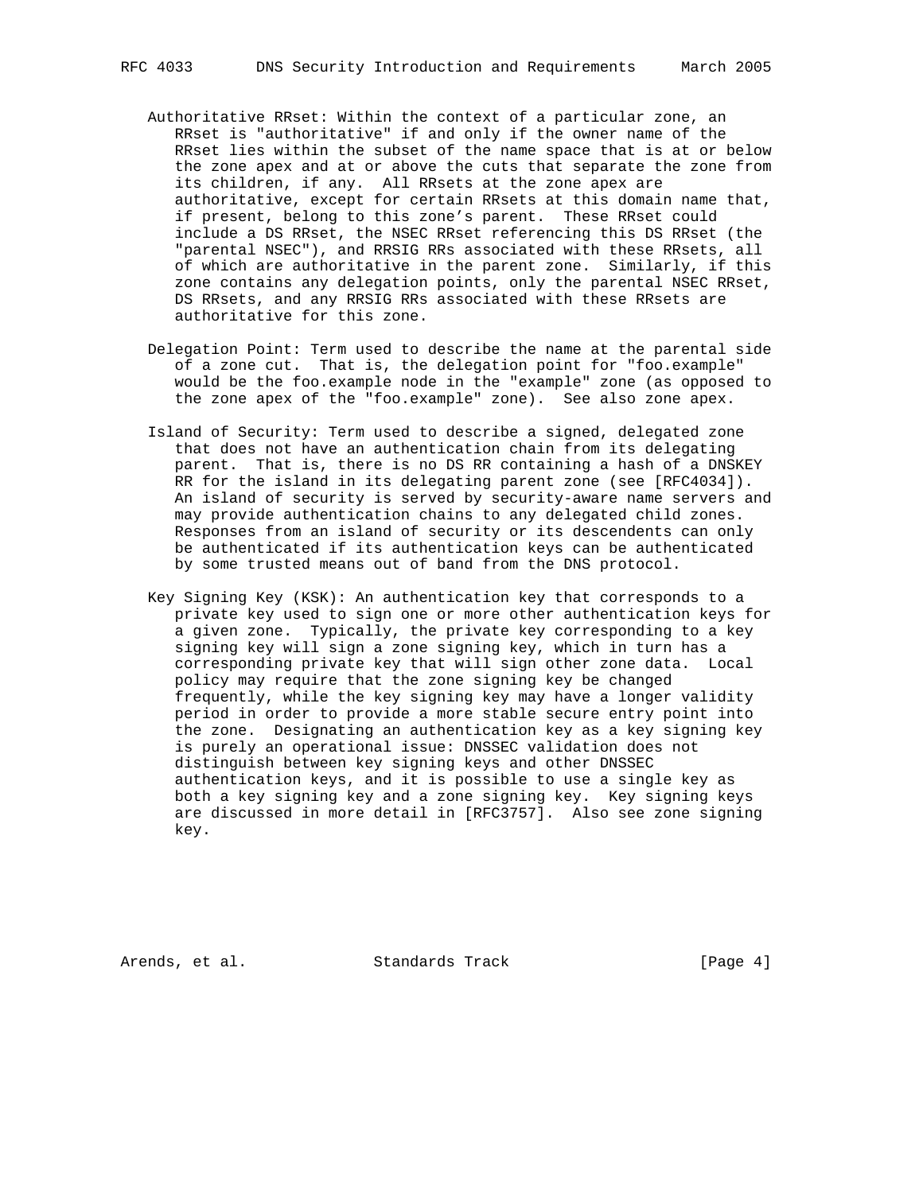Authoritative RRset: Within the context of a particular zone, an RRset is "authoritative" if and only if the owner name of the RRset lies within the subset of the name space that is at or below the zone apex and at or above the cuts that separate the zone from its children, if any. All RRsets at the zone apex are authoritative, except for certain RRsets at this domain name that, if present, belong to this zone's parent. These RRset could include a DS RRset, the NSEC RRset referencing this DS RRset (the "parental NSEC"), and RRSIG RRs associated with these RRsets, all of which are authoritative in the parent zone. Similarly, if this zone contains any delegation points, only the parental NSEC RRset, DS RRsets, and any RRSIG RRs associated with these RRsets are authoritative for this zone.

Delegation Point: Term used to describe the name at the parental side of a zone cut. That is, the delegation point for "foo.example" would be the foo.example node in the "example" zone (as opposed to the zone apex of the "foo.example" zone). See also zone apex.

Island of Security: Term used to describe a signed, delegated zone that does not have an authentication chain from its delegating parent. That is, there is no DS RR containing a hash of a DNSKEY RR for the island in its delegating parent zone (see [RFC4034]). An island of security is served by security-aware name servers and may provide authentication chains to any delegated child zones. Responses from an island of security or its descendents can only be authenticated if its authentication keys can be authenticated by some trusted means out of band from the DNS protocol.

Key Signing Key (KSK): An authentication key that corresponds to a private key used to sign one or more other authentication keys for a given zone. Typically, the private key corresponding to a key signing key will sign a zone signing key, which in turn has a corresponding private key that will sign other zone data. Local policy may require that the zone signing key be changed frequently, while the key signing key may have a longer validity period in order to provide a more stable secure entry point into the zone. Designating an authentication key as a key signing key is purely an operational issue: DNSSEC validation does not distinguish between key signing keys and other DNSSEC authentication keys, and it is possible to use a single key as both a key signing key and a zone signing key. Key signing keys are discussed in more detail in [RFC3757]. Also see zone signing key.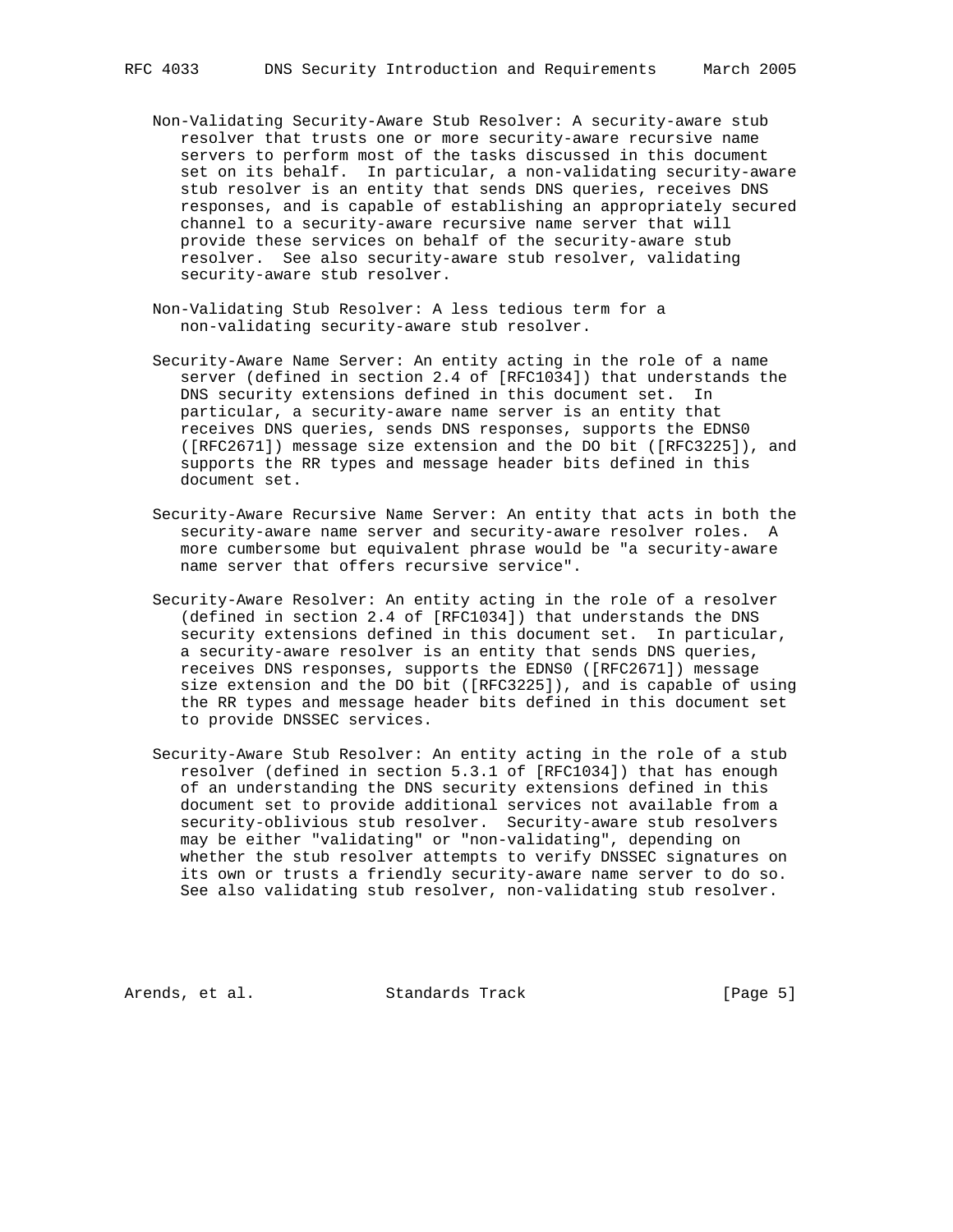Non-Validating Security-Aware Stub Resolver: A security-aware stub resolver that trusts one or more security-aware recursive name servers to perform most of the tasks discussed in this document set on its behalf. In particular, a non-validating security-aware stub resolver is an entity that sends DNS queries, receives DNS responses, and is capable of establishing an appropriately secured channel to a security-aware recursive name server that will provide these services on behalf of the security-aware stub resolver. See also security-aware stub resolver, validating security-aware stub resolver.

Non-Validating Stub Resolver: A less tedious term for a non-validating security-aware stub resolver.

Security-Aware Name Server: An entity acting in the role of a name server (defined in section 2.4 of [RFC1034]) that understands the DNS security extensions defined in this document set. In particular, a security-aware name server is an entity that receives DNS queries, sends DNS responses, supports the EDNS0 ([RFC2671]) message size extension and the DO bit ([RFC3225]), and supports the RR types and message header bits defined in this document set.

Security-Aware Recursive Name Server: An entity that acts in both the security-aware name server and security-aware resolver roles. A more cumbersome but equivalent phrase would be "a security-aware name server that offers recursive service".

Security-Aware Resolver: An entity acting in the role of a resolver (defined in section 2.4 of [RFC1034]) that understands the DNS security extensions defined in this document set. In particular, a security-aware resolver is an entity that sends DNS queries, receives DNS responses, supports the EDNS0 ([RFC2671]) message size extension and the DO bit ([RFC3225]), and is capable of using the RR types and message header bits defined in this document set to provide DNSSEC services.

Security-Aware Stub Resolver: An entity acting in the role of a stub resolver (defined in section 5.3.1 of [RFC1034]) that has enough of an understanding the DNS security extensions defined in this document set to provide additional services not available from a security-oblivious stub resolver. Security-aware stub resolvers may be either "validating" or "non-validating", depending on whether the stub resolver attempts to verify DNSSEC signatures on its own or trusts a friendly security-aware name server to do so. See also validating stub resolver, non-validating stub resolver.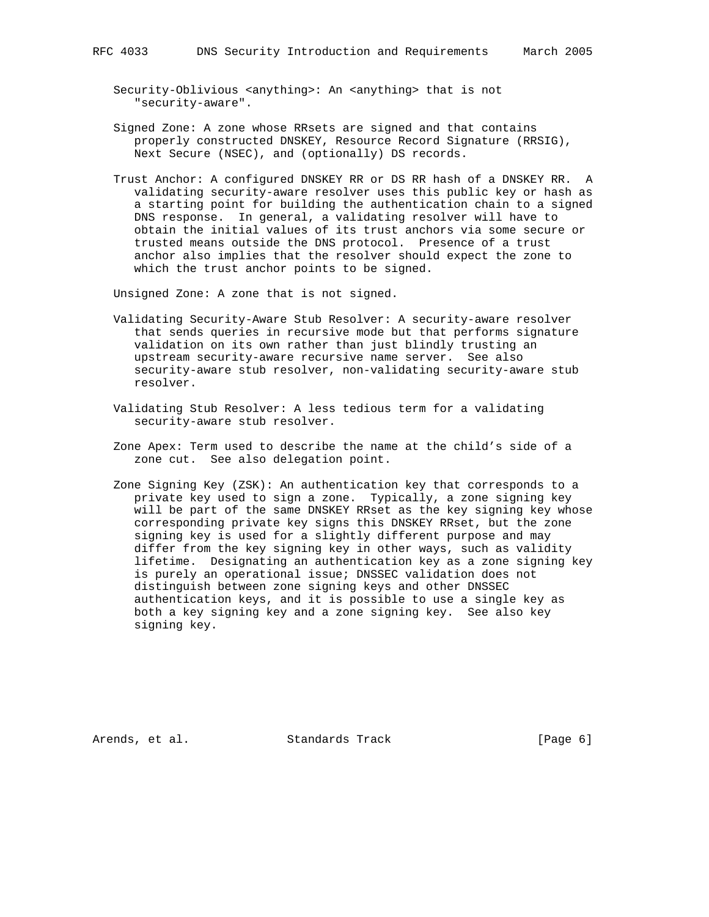Security-Oblivious <anything>: An <anything> that is not "security-aware".

Signed Zone: A zone whose RRsets are signed and that contains properly constructed DNSKEY, Resource Record Signature (RRSIG), Next Secure (NSEC), and (optionally) DS records.

Trust Anchor: A configured DNSKEY RR or DS RR hash of a DNSKEY RR. A validating security-aware resolver uses this public key or hash as a starting point for building the authentication chain to a signed DNS response. In general, a validating resolver will have to obtain the initial values of its trust anchors via some secure or trusted means outside the DNS protocol. Presence of a trust anchor also implies that the resolver should expect the zone to which the trust anchor points to be signed.

Unsigned Zone: A zone that is not signed.

Validating Security-Aware Stub Resolver: A security-aware resolver that sends queries in recursive mode but that performs signature validation on its own rather than just blindly trusting an upstream security-aware recursive name server. See also security-aware stub resolver, non-validating security-aware stub resolver.

Validating Stub Resolver: A less tedious term for a validating security-aware stub resolver.

Zone Apex: Term used to describe the name at the child's side of a zone cut. See also delegation point.

Zone Signing Key (ZSK): An authentication key that corresponds to a private key used to sign a zone. Typically, a zone signing key will be part of the same DNSKEY RRset as the key signing key whose corresponding private key signs this DNSKEY RRset, but the zone signing key is used for a slightly different purpose and may differ from the key signing key in other ways, such as validity lifetime. Designating an authentication key as a zone signing key is purely an operational issue; DNSSEC validation does not distinguish between zone signing keys and other DNSSEC authentication keys, and it is possible to use a single key as both a key signing key and a zone signing key. See also key signing key.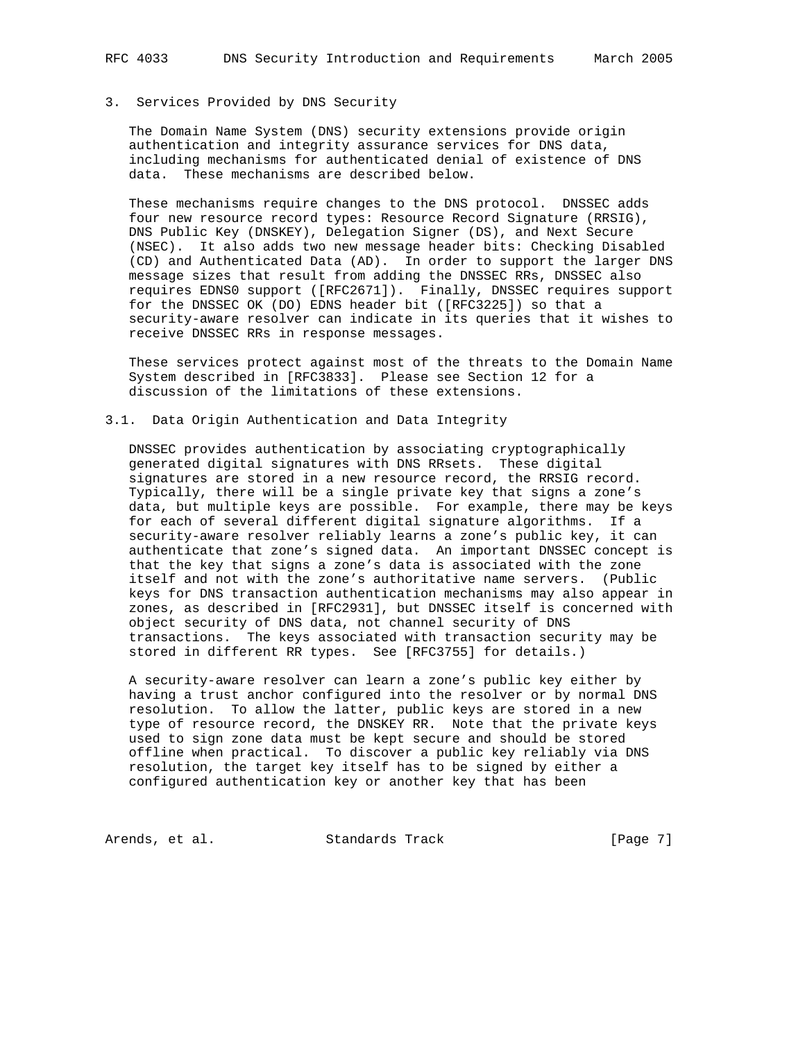## 3. Services Provided by DNS Security

The Domain Name System (DNS) security extensions provide origin authentication and integrity assurance services for DNS data, including mechanisms for authenticated denial of existence of DNS data. These mechanisms are described below.

These mechanisms require changes to the DNS protocol. DNSSEC adds four new resource record types: Resource Record Signature (RRSIG), DNS Public Key (DNSKEY), Delegation Signer (DS), and Next Secure (NSEC). It also adds two new message header bits: Checking Disabled (CD) and Authenticated Data (AD). In order to support the larger DNS message sizes that result from adding the DNSSEC RRs, DNSSEC also requires EDNS0 support ([RFC2671]). Finally, DNSSEC requires support for the DNSSEC OK (DO) EDNS header bit ([RFC3225]) so that a security-aware resolver can indicate in its queries that it wishes to receive DNSSEC RRs in response messages.

These services protect against most of the threats to the Domain Name System described in [RFC3833]. Please see Section 12 for a discussion of the limitations of these extensions.

### 3.1. Data Origin Authentication and Data Integrity

DNSSEC provides authentication by associating cryptographically generated digital signatures with DNS RRsets. These digital signatures are stored in a new resource record, the RRSIG record. Typically, there will be a single private key that signs a zone's data, but multiple keys are possible. For example, there may be keys for each of several different digital signature algorithms. If a security-aware resolver reliably learns a zone's public key, it can authenticate that zone's signed data. An important DNSSEC concept is that the key that signs a zone's data is associated with the zone itself and not with the zone's authoritative name servers. (Public keys for DNS transaction authentication mechanisms may also appear in zones, as described in [RFC2931], but DNSSEC itself is concerned with object security of DNS data, not channel security of DNS transactions. The keys associated with transaction security may be stored in different RR types. See [RFC3755] for details.)

A security-aware resolver can learn a zone's public key either by having a trust anchor configured into the resolver or by normal DNS resolution. To allow the latter, public keys are stored in a new type of resource record, the DNSKEY RR. Note that the private keys used to sign zone data must be kept secure and should be stored offline when practical. To discover a public key reliably via DNS resolution, the target key itself has to be signed by either a configured authentication key or another key that has been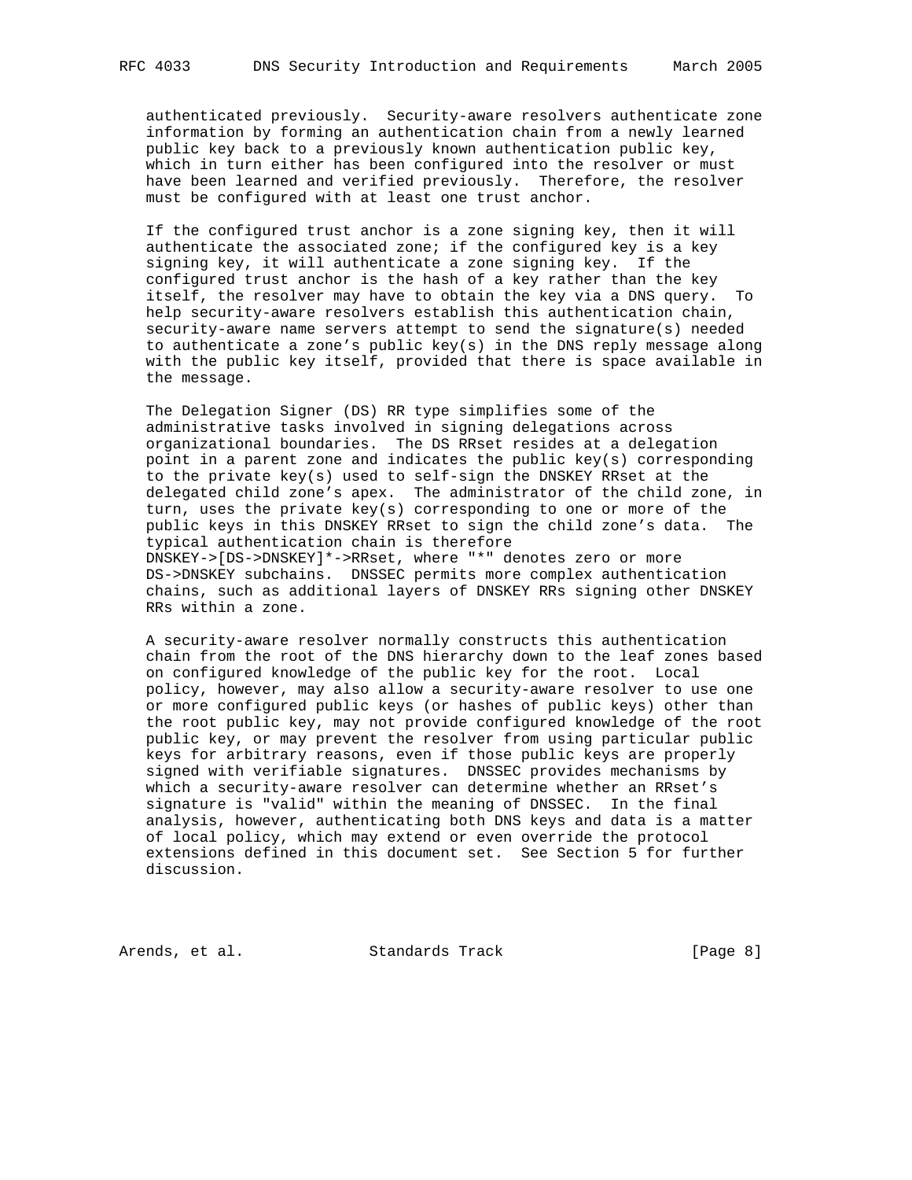authenticated previously. Security-aware resolvers authenticate zone information by forming an authentication chain from a newly learned public key back to a previously known authentication public key, which in turn either has been configured into the resolver or must have been learned and verified previously. Therefore, the resolver must be configured with at least one trust anchor.

If the configured trust anchor is a zone signing key, then it will authenticate the associated zone; if the configured key is a key signing key, it will authenticate a zone signing key. If the configured trust anchor is the hash of a key rather than the key itself, the resolver may have to obtain the key via a DNS query. To help security-aware resolvers establish this authentication chain, security-aware name servers attempt to send the signature(s) needed to authenticate a zone's public key(s) in the DNS reply message along with the public key itself, provided that there is space available in the message.

The Delegation Signer (DS) RR type simplifies some of the administrative tasks involved in signing delegations across organizational boundaries. The DS RRset resides at a delegation point in a parent zone and indicates the public key(s) corresponding to the private key(s) used to self-sign the DNSKEY RRset at the delegated child zone's apex. The administrator of the child zone, in turn, uses the private key(s) corresponding to one or more of the public keys in this DNSKEY RRset to sign the child zone's data. The typical authentication chain is therefore DNSKEY->[DS->DNSKEY]*->RRset, where "*" denotes zero or more DS->DNSKEY subchains. DNSSEC permits more complex authentication chains, such as additional layers of DNSKEY RRs signing other DNSKEY RRs within a zone.

A security-aware resolver normally constructs this authentication chain from the root of the DNS hierarchy down to the leaf zones based on configured knowledge of the public key for the root. Local policy, however, may also allow a security-aware resolver to use one or more configured public keys (or hashes of public keys) other than the root public key, may not provide configured knowledge of the root public key, or may prevent the resolver from using particular public keys for arbitrary reasons, even if those public keys are properly signed with verifiable signatures. DNSSEC provides mechanisms by which a security-aware resolver can determine whether an RRset's signature is "valid" within the meaning of DNSSEC. In the final analysis, however, authenticating both DNS keys and data is a matter of local policy, which may extend or even override the protocol extensions defined in this document set. See Section 5 for further discussion.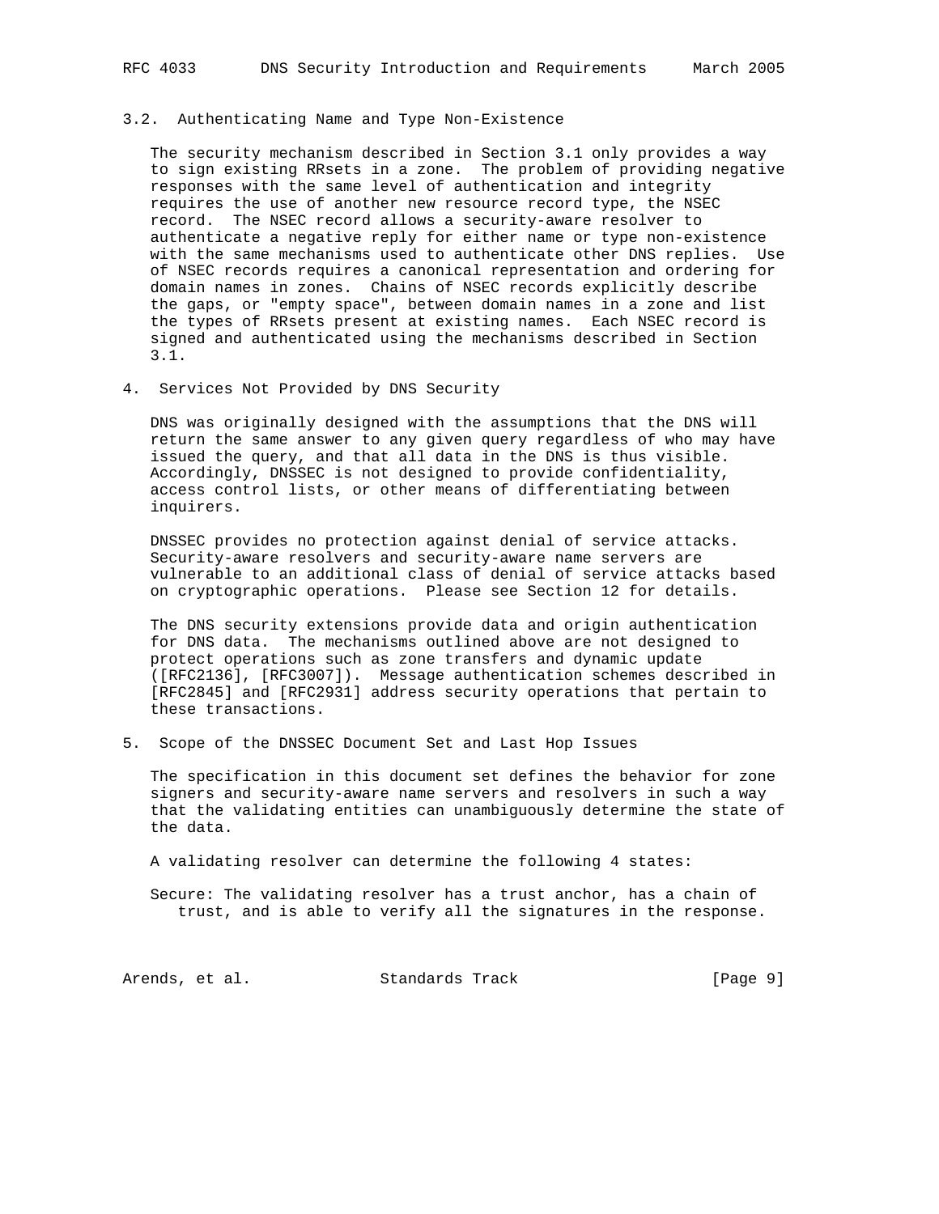### 3.2. Authenticating Name and Type Non-Existence

The security mechanism described in Section 3.1 only provides a way to sign existing RRsets in a zone. The problem of providing negative responses with the same level of authentication and integrity requires the use of another new resource record type, the NSEC record. The NSEC record allows a security-aware resolver to authenticate a negative reply for either name or type non-existence with the same mechanisms used to authenticate other DNS replies. Use of NSEC records requires a canonical representation and ordering for domain names in zones. Chains of NSEC records explicitly describe the gaps, or "empty space", between domain names in a zone and list the types of RRsets present at existing names. Each NSEC record is signed and authenticated using the mechanisms described in Section 3.1.

## 4. Services Not Provided by DNS Security

DNS was originally designed with the assumptions that the DNS will return the same answer to any given query regardless of who may have issued the query, and that all data in the DNS is thus visible. Accordingly, DNSSEC is not designed to provide confidentiality, access control lists, or other means of differentiating between inquirers.

DNSSEC provides no protection against denial of service attacks. Security-aware resolvers and security-aware name servers are vulnerable to an additional class of denial of service attacks based on cryptographic operations. Please see Section 12 for details.

The DNS security extensions provide data and origin authentication for DNS data. The mechanisms outlined above are not designed to protect operations such as zone transfers and dynamic update ([RFC2136], [RFC3007]). Message authentication schemes described in [RFC2845] and [RFC2931] address security operations that pertain to these transactions.

## 5. Scope of the DNSSEC Document Set and Last Hop Issues

The specification in this document set defines the behavior for zone signers and security-aware name servers and resolvers in such a way that the validating entities can unambiguously determine the state of the data.

A validating resolver can determine the following 4 states:

Secure: The validating resolver has a trust anchor, has a chain of trust, and is able to verify all the signatures in the response.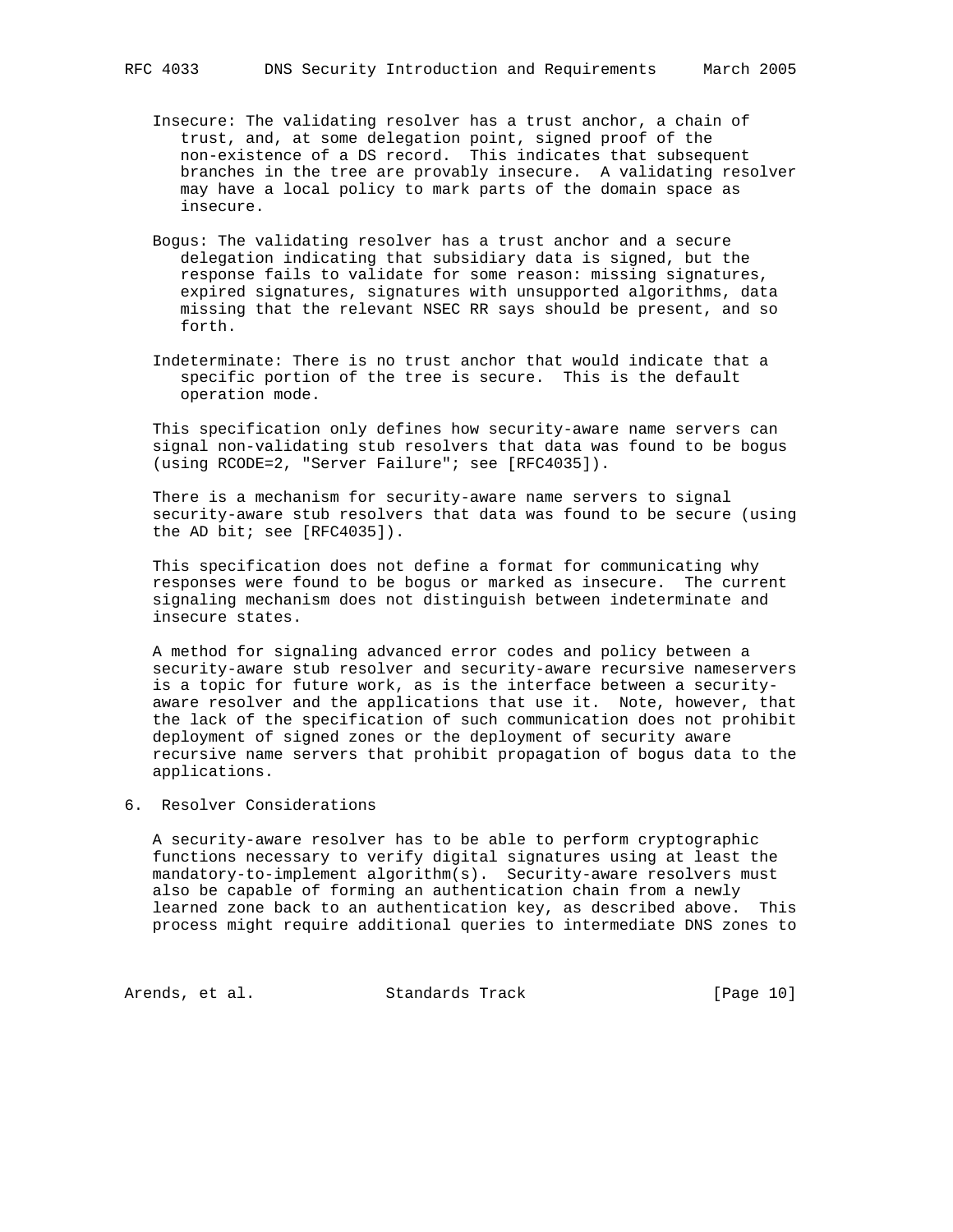Insecure: The validating resolver has a trust anchor, a chain of trust, and, at some delegation point, signed proof of the non-existence of a DS record. This indicates that subsequent branches in the tree are provably insecure. A validating resolver may have a local policy to mark parts of the domain space as insecure.

Bogus: The validating resolver has a trust anchor and a secure delegation indicating that subsidiary data is signed, but the response fails to validate for some reason: missing signatures, expired signatures, signatures with unsupported algorithms, data missing that the relevant NSEC RR says should be present, and so forth.

Indeterminate: There is no trust anchor that would indicate that a specific portion of the tree is secure. This is the default operation mode.

This specification only defines how security-aware name servers can signal non-validating stub resolvers that data was found to be bogus (using RCODE=2, "Server Failure"; see [RFC4035]).

There is a mechanism for security-aware name servers to signal security-aware stub resolvers that data was found to be secure (using the AD bit; see [RFC4035]).

This specification does not define a format for communicating why responses were found to be bogus or marked as insecure. The current signaling mechanism does not distinguish between indeterminate and insecure states.

A method for signaling advanced error codes and policy between a security-aware stub resolver and security-aware recursive nameservers is a topic for future work, as is the interface between a security-aware resolver and the applications that use it. Note, however, that the lack of the specification of such communication does not prohibit deployment of signed zones or the deployment of security aware recursive name servers that prohibit propagation of bogus data to the applications.

## 6. Resolver Considerations

A security-aware resolver has to be able to perform cryptographic functions necessary to verify digital signatures using at least the mandatory-to-implement algorithm(s). Security-aware resolvers must also be capable of forming an authentication chain from a newly learned zone back to an authentication key, as described above. This process might require additional queries to intermediate DNS zones to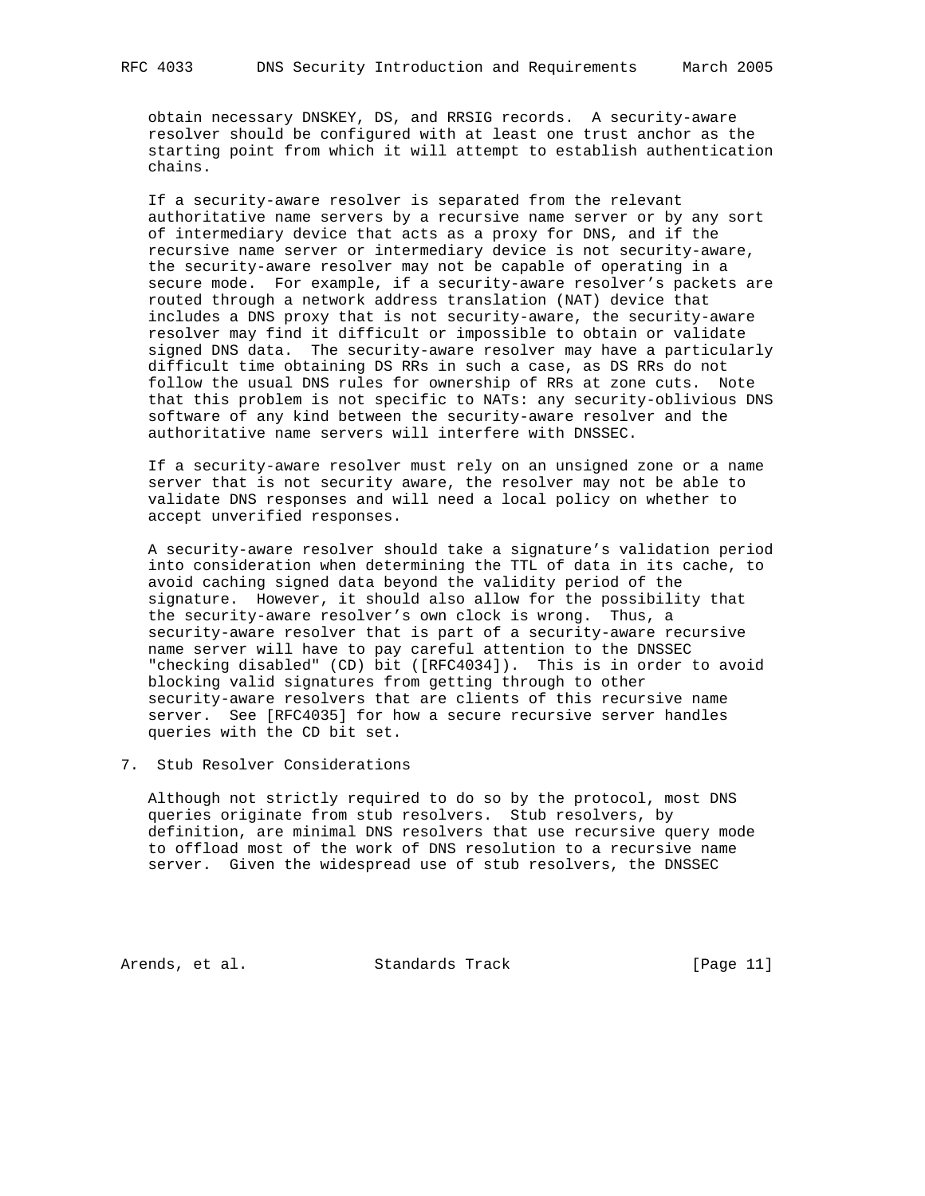obtain necessary DNSKEY, DS, and RRSIG records. A security-aware resolver should be configured with at least one trust anchor as the starting point from which it will attempt to establish authentication chains.

If a security-aware resolver is separated from the relevant authoritative name servers by a recursive name server or by any sort of intermediary device that acts as a proxy for DNS, and if the recursive name server or intermediary device is not security-aware, the security-aware resolver may not be capable of operating in a secure mode. For example, if a security-aware resolver's packets are routed through a network address translation (NAT) device that includes a DNS proxy that is not security-aware, the security-aware resolver may find it difficult or impossible to obtain or validate signed DNS data. The security-aware resolver may have a particularly difficult time obtaining DS RRs in such a case, as DS RRs do not follow the usual DNS rules for ownership of RRs at zone cuts. Note that this problem is not specific to NATs: any security-oblivious DNS software of any kind between the security-aware resolver and the authoritative name servers will interfere with DNSSEC.

If a security-aware resolver must rely on an unsigned zone or a name server that is not security aware, the resolver may not be able to validate DNS responses and will need a local policy on whether to accept unverified responses.

A security-aware resolver should take a signature's validation period into consideration when determining the TTL of data in its cache, to avoid caching signed data beyond the validity period of the signature. However, it should also allow for the possibility that the security-aware resolver's own clock is wrong. Thus, a security-aware resolver that is part of a security-aware recursive name server will have to pay careful attention to the DNSSEC "checking disabled" (CD) bit ([RFC4034]). This is in order to avoid blocking valid signatures from getting through to other security-aware resolvers that are clients of this recursive name server. See [RFC4035] for how a secure recursive server handles queries with the CD bit set.

## 7. Stub Resolver Considerations

Although not strictly required to do so by the protocol, most DNS queries originate from stub resolvers. Stub resolvers, by definition, are minimal DNS resolvers that use recursive query mode to offload most of the work of DNS resolution to a recursive name server. Given the widespread use of stub resolvers, the DNSSEC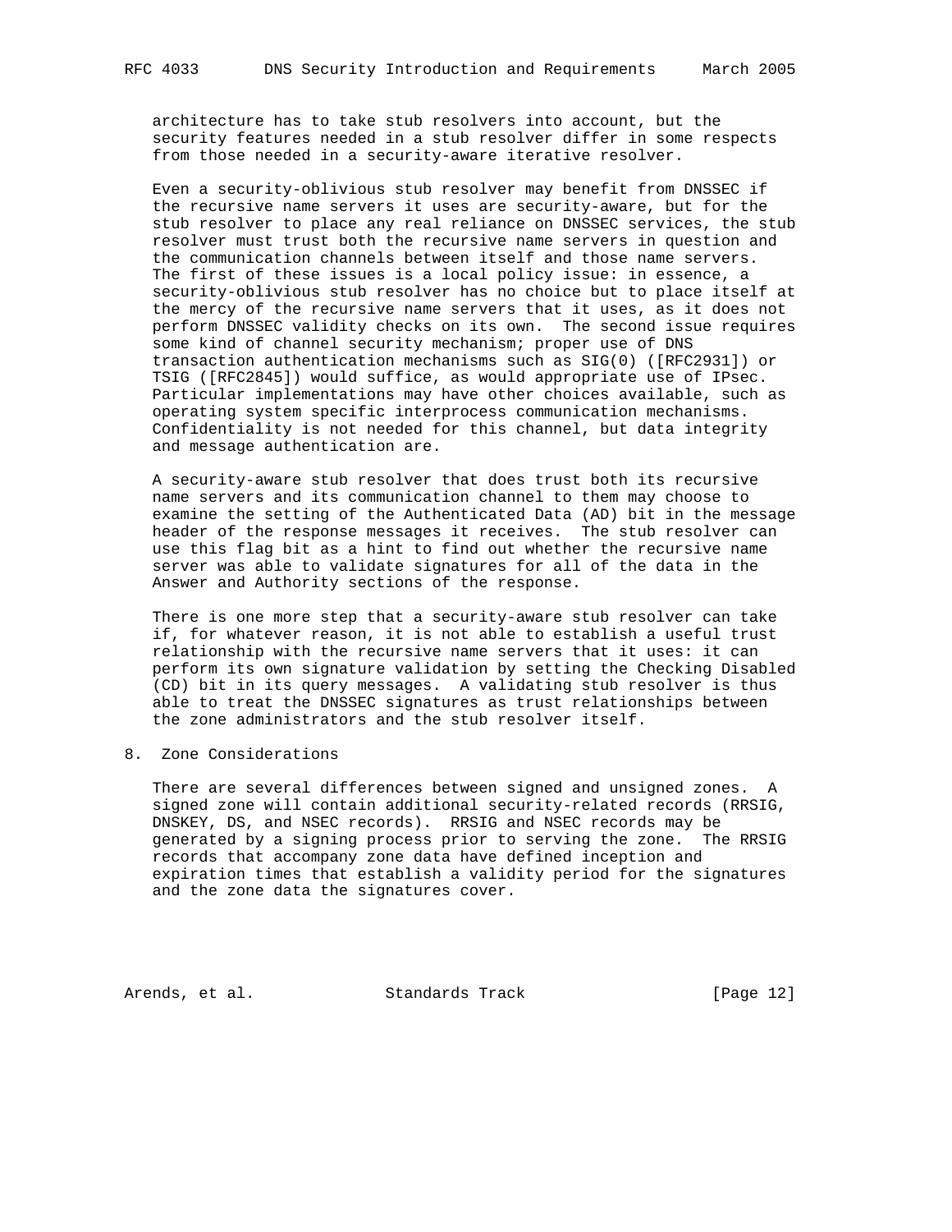architecture has to take stub resolvers into account, but the security features needed in a stub resolver differ in some respects from those needed in a security-aware iterative resolver.

Even a security-oblivious stub resolver may benefit from DNSSEC if the recursive name servers it uses are security-aware, but for the stub resolver to place any real reliance on DNSSEC services, the stub resolver must trust both the recursive name servers in question and the communication channels between itself and those name servers. The first of these issues is a local policy issue: in essence, a security-oblivious stub resolver has no choice but to place itself at the mercy of the recursive name servers that it uses, as it does not perform DNSSEC validity checks on its own. The second issue requires some kind of channel security mechanism; proper use of DNS transaction authentication mechanisms such as SIG(0) ([RFC2931]) or TSIG ([RFC2845]) would suffice, as would appropriate use of IPsec. Particular implementations may have other choices available, such as operating system specific interprocess communication mechanisms. Confidentiality is not needed for this channel, but data integrity and message authentication are.

A security-aware stub resolver that does trust both its recursive name servers and its communication channel to them may choose to examine the setting of the Authenticated Data (AD) bit in the message header of the response messages it receives. The stub resolver can use this flag bit as a hint to find out whether the recursive name server was able to validate signatures for all of the data in the Answer and Authority sections of the response.

There is one more step that a security-aware stub resolver can take if, for whatever reason, it is not able to establish a useful trust relationship with the recursive name servers that it uses: it can perform its own signature validation by setting the Checking Disabled (CD) bit in its query messages. A validating stub resolver is thus able to treat the DNSSEC signatures as trust relationships between the zone administrators and the stub resolver itself.

## 8. Zone Considerations

There are several differences between signed and unsigned zones. A signed zone will contain additional security-related records (RRSIG, DNSKEY, DS, and NSEC records). RRSIG and NSEC records may be generated by a signing process prior to serving the zone. The RRSIG records that accompany zone data have defined inception and expiration times that establish a validity period for the signatures and the zone data the signatures cover.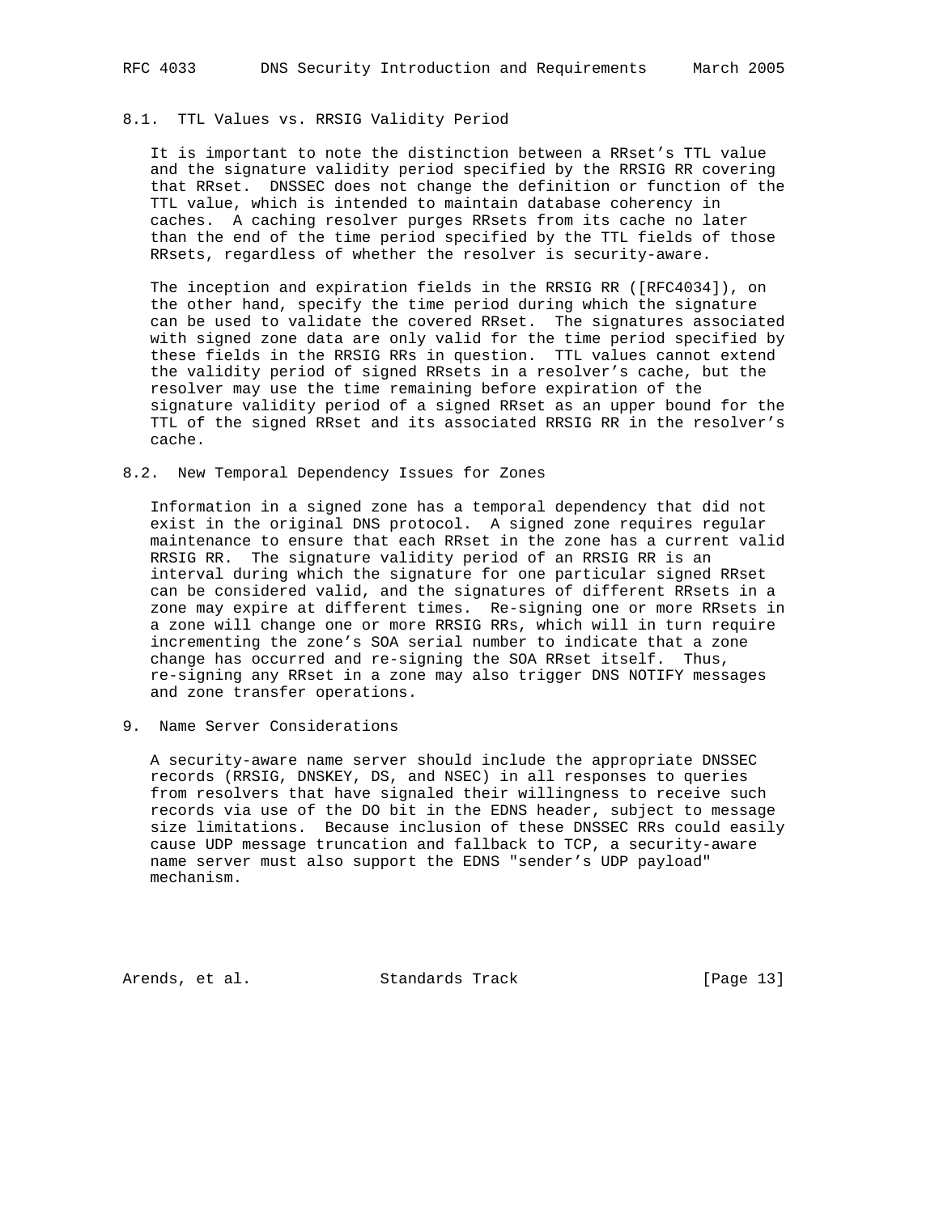### 8.1. TTL Values vs. RRSIG Validity Period

It is important to note the distinction between a RRset's TTL value and the signature validity period specified by the RRSIG RR covering that RRset. DNSSEC does not change the definition or function of the TTL value, which is intended to maintain database coherency in caches. A caching resolver purges RRsets from its cache no later than the end of the time period specified by the TTL fields of those RRsets, regardless of whether the resolver is security-aware.

The inception and expiration fields in the RRSIG RR ([RFC4034]), on the other hand, specify the time period during which the signature can be used to validate the covered RRset. The signatures associated with signed zone data are only valid for the time period specified by these fields in the RRSIG RRs in question. TTL values cannot extend the validity period of signed RRsets in a resolver's cache, but the resolver may use the time remaining before expiration of the signature validity period of a signed RRset as an upper bound for the TTL of the signed RRset and its associated RRSIG RR in the resolver's cache.

### 8.2. New Temporal Dependency Issues for Zones

Information in a signed zone has a temporal dependency that did not exist in the original DNS protocol. A signed zone requires regular maintenance to ensure that each RRset in the zone has a current valid RRSIG RR. The signature validity period of an RRSIG RR is an interval during which the signature for one particular signed RRset can be considered valid, and the signatures of different RRsets in a zone may expire at different times. Re-signing one or more RRsets in a zone will change one or more RRSIG RRs, which will in turn require incrementing the zone's SOA serial number to indicate that a zone change has occurred and re-signing the SOA RRset itself. Thus, re-signing any RRset in a zone may also trigger DNS NOTIFY messages and zone transfer operations.

## 9. Name Server Considerations

A security-aware name server should include the appropriate DNSSEC records (RRSIG, DNSKEY, DS, and NSEC) in all responses to queries from resolvers that have signaled their willingness to receive such records via use of the DO bit in the EDNS header, subject to message size limitations. Because inclusion of these DNSSEC RRs could easily cause UDP message truncation and fallback to TCP, a security-aware name server must also support the EDNS "sender's UDP payload" mechanism.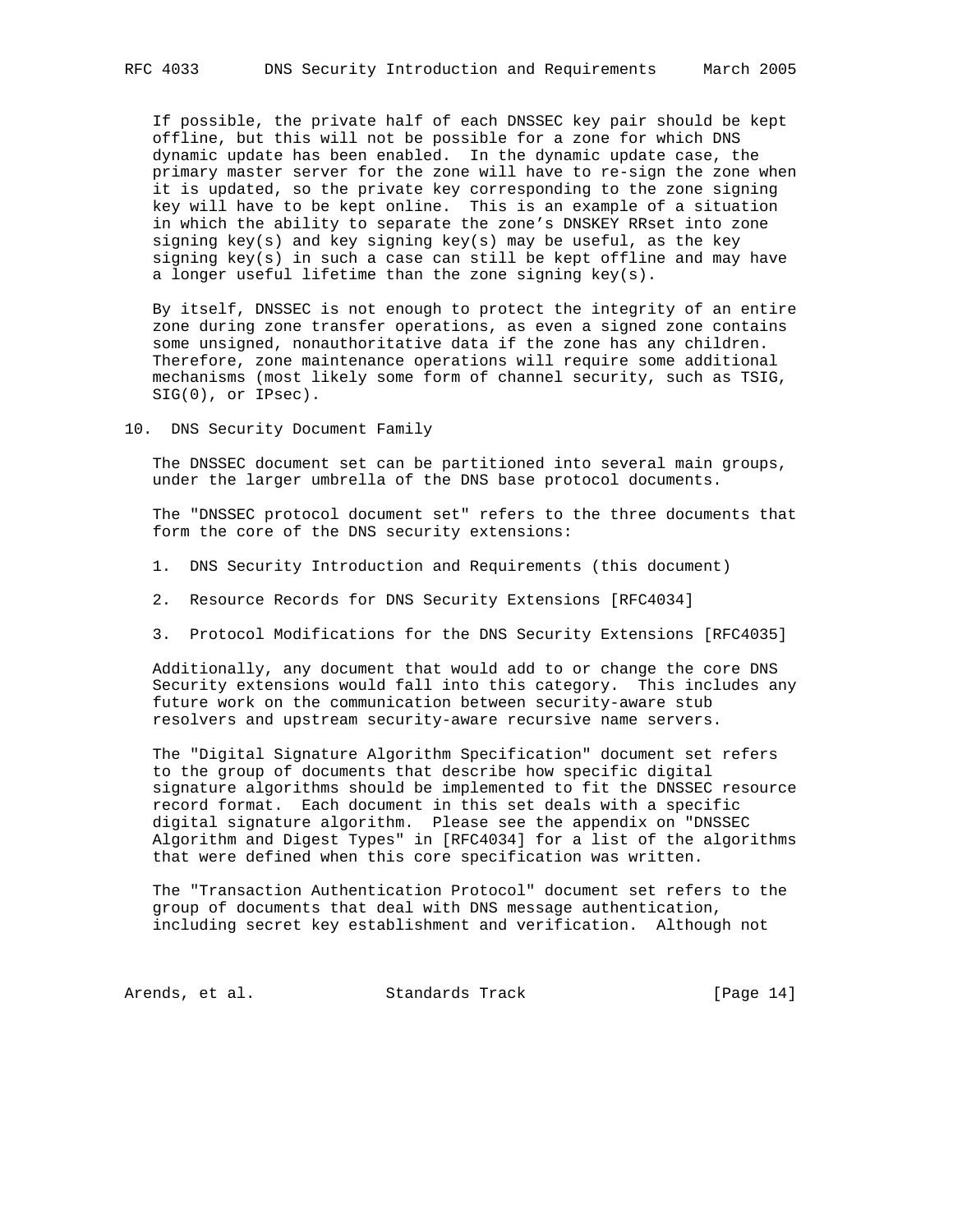If possible, the private half of each DNSSEC key pair should be kept offline, but this will not be possible for a zone for which DNS dynamic update has been enabled. In the dynamic update case, the primary master server for the zone will have to re-sign the zone when it is updated, so the private key corresponding to the zone signing key will have to be kept online. This is an example of a situation in which the ability to separate the zone's DNSKEY RRset into zone signing key(s) and key signing key(s) may be useful, as the key signing key(s) in such a case can still be kept offline and may have a longer useful lifetime than the zone signing key(s).

By itself, DNSSEC is not enough to protect the integrity of an entire zone during zone transfer operations, as even a signed zone contains some unsigned, nonauthoritative data if the zone has any children. Therefore, zone maintenance operations will require some additional mechanisms (most likely some form of channel security, such as TSIG, SIG(0), or IPsec).

## 10. DNS Security Document Family

The DNSSEC document set can be partitioned into several main groups, under the larger umbrella of the DNS base protocol documents.

The "DNSSEC protocol document set" refers to the three documents that form the core of the DNS security extensions:

1. DNS Security Introduction and Requirements (this document)

2. Resource Records for DNS Security Extensions [RFC4034]

3. Protocol Modifications for the DNS Security Extensions [RFC4035]

Additionally, any document that would add to or change the core DNS Security extensions would fall into this category. This includes any future work on the communication between security-aware stub resolvers and upstream security-aware recursive name servers.

The "Digital Signature Algorithm Specification" document set refers to the group of documents that describe how specific digital signature algorithms should be implemented to fit the DNSSEC resource record format. Each document in this set deals with a specific digital signature algorithm. Please see the appendix on "DNSSEC Algorithm and Digest Types" in [RFC4034] for a list of the algorithms that were defined when this core specification was written.

The "Transaction Authentication Protocol" document set refers to the group of documents that deal with DNS message authentication, including secret key establishment and verification. Although not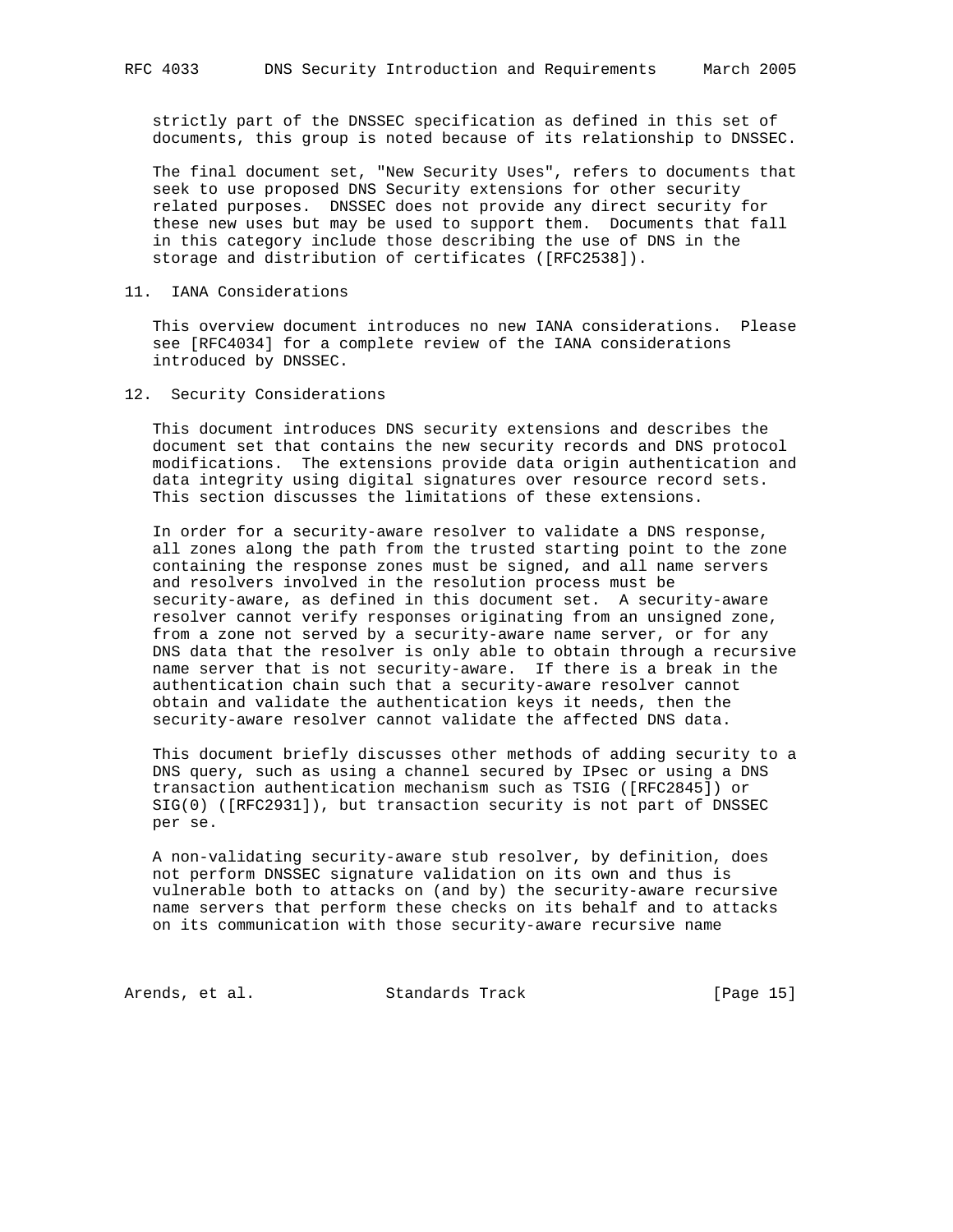strictly part of the DNSSEC specification as defined in this set of documents, this group is noted because of its relationship to DNSSEC.

The final document set, "New Security Uses", refers to documents that seek to use proposed DNS Security extensions for other security related purposes. DNSSEC does not provide any direct security for these new uses but may be used to support them. Documents that fall in this category include those describing the use of DNS in the storage and distribution of certificates ([RFC2538]).

## 11. IANA Considerations

This overview document introduces no new IANA considerations. Please see [RFC4034] for a complete review of the IANA considerations introduced by DNSSEC.

## 12. Security Considerations

This document introduces DNS security extensions and describes the document set that contains the new security records and DNS protocol modifications. The extensions provide data origin authentication and data integrity using digital signatures over resource record sets. This section discusses the limitations of these extensions.

In order for a security-aware resolver to validate a DNS response, all zones along the path from the trusted starting point to the zone containing the response zones must be signed, and all name servers and resolvers involved in the resolution process must be security-aware, as defined in this document set. A security-aware resolver cannot verify responses originating from an unsigned zone, from a zone not served by a security-aware name server, or for any DNS data that the resolver is only able to obtain through a recursive name server that is not security-aware. If there is a break in the authentication chain such that a security-aware resolver cannot obtain and validate the authentication keys it needs, then the security-aware resolver cannot validate the affected DNS data.

This document briefly discusses other methods of adding security to a DNS query, such as using a channel secured by IPsec or using a DNS transaction authentication mechanism such as TSIG ([RFC2845]) or SIG(0) ([RFC2931]), but transaction security is not part of DNSSEC per se.

A non-validating security-aware stub resolver, by definition, does not perform DNSSEC signature validation on its own and thus is vulnerable both to attacks on (and by) the security-aware recursive name servers that perform these checks on its behalf and to attacks on its communication with those security-aware recursive name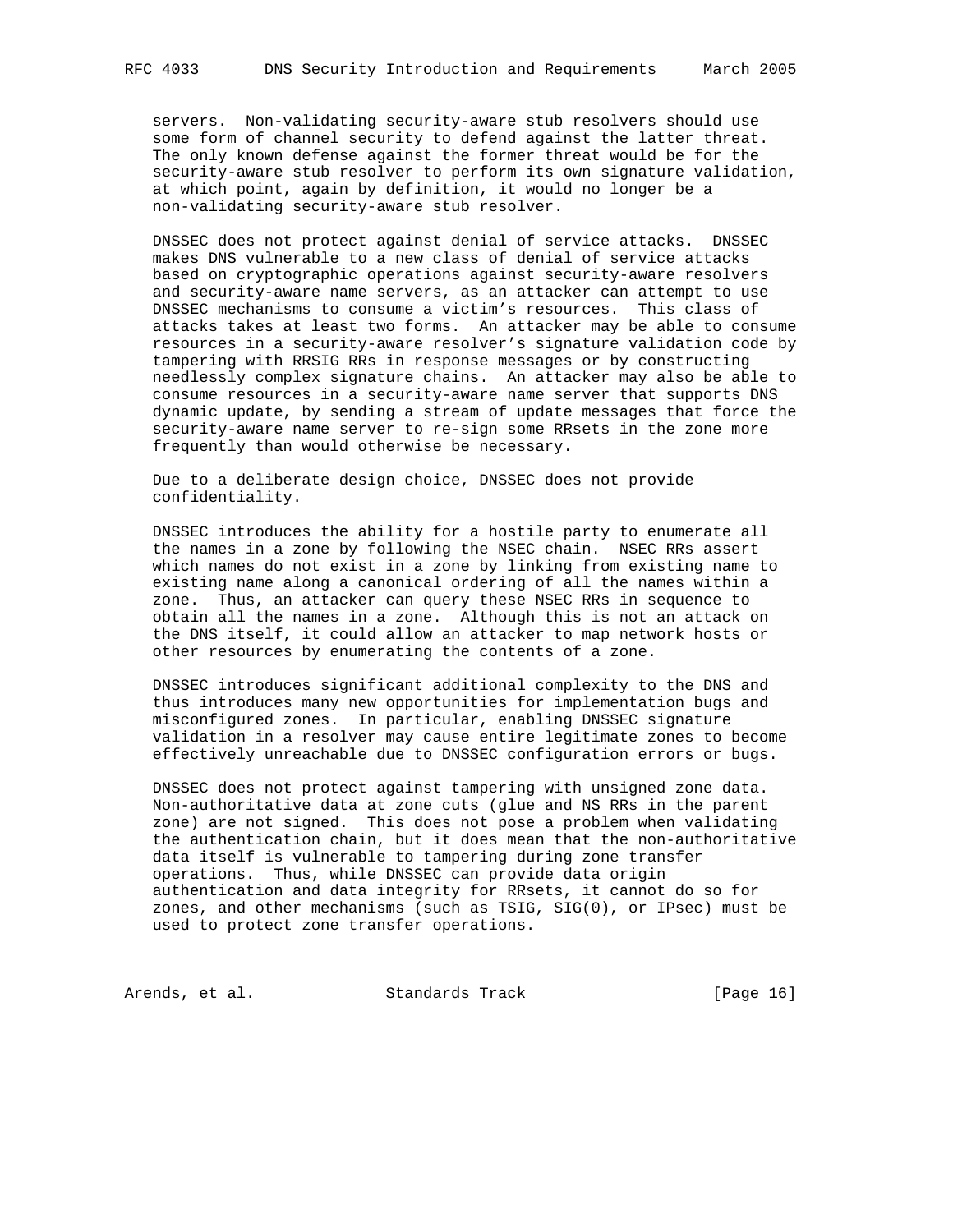servers. Non-validating security-aware stub resolvers should use some form of channel security to defend against the latter threat. The only known defense against the former threat would be for the security-aware stub resolver to perform its own signature validation, at which point, again by definition, it would no longer be a non-validating security-aware stub resolver.

DNSSEC does not protect against denial of service attacks. DNSSEC makes DNS vulnerable to a new class of denial of service attacks based on cryptographic operations against security-aware resolvers and security-aware name servers, as an attacker can attempt to use DNSSEC mechanisms to consume a victim's resources. This class of attacks takes at least two forms. An attacker may be able to consume resources in a security-aware resolver's signature validation code by tampering with RRSIG RRs in response messages or by constructing needlessly complex signature chains. An attacker may also be able to consume resources in a security-aware name server that supports DNS dynamic update, by sending a stream of update messages that force the security-aware name server to re-sign some RRsets in the zone more frequently than would otherwise be necessary.

Due to a deliberate design choice, DNSSEC does not provide confidentiality.

DNSSEC introduces the ability for a hostile party to enumerate all the names in a zone by following the NSEC chain. NSEC RRs assert which names do not exist in a zone by linking from existing name to existing name along a canonical ordering of all the names within a zone. Thus, an attacker can query these NSEC RRs in sequence to obtain all the names in a zone. Although this is not an attack on the DNS itself, it could allow an attacker to map network hosts or other resources by enumerating the contents of a zone.

DNSSEC introduces significant additional complexity to the DNS and thus introduces many new opportunities for implementation bugs and misconfigured zones. In particular, enabling DNSSEC signature validation in a resolver may cause entire legitimate zones to become effectively unreachable due to DNSSEC configuration errors or bugs.

DNSSEC does not protect against tampering with unsigned zone data. Non-authoritative data at zone cuts (glue and NS RRs in the parent zone) are not signed. This does not pose a problem when validating the authentication chain, but it does mean that the non-authoritative data itself is vulnerable to tampering during zone transfer operations. Thus, while DNSSEC can provide data origin authentication and data integrity for RRsets, it cannot do so for zones, and other mechanisms (such as TSIG, SIG(0), or IPsec) must be used to protect zone transfer operations.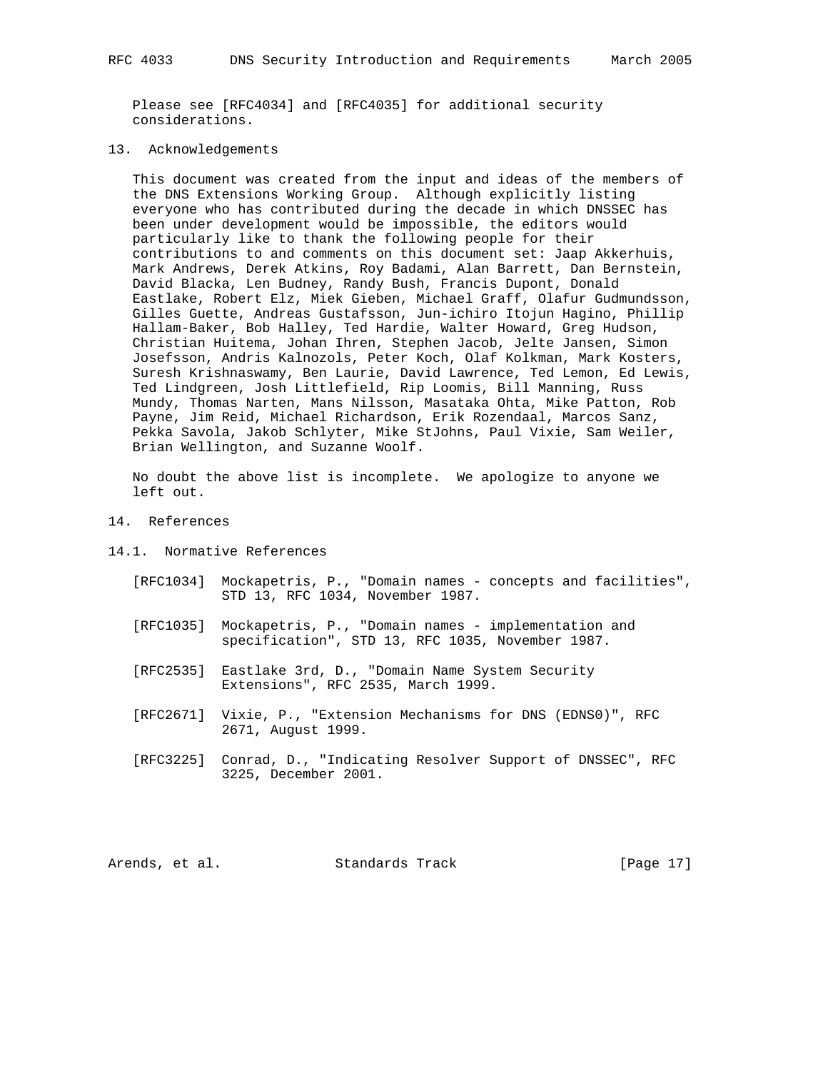Please see [RFC4034] and [RFC4035] for additional security considerations.

## 13. Acknowledgements

This document was created from the input and ideas of the members of the DNS Extensions Working Group. Although explicitly listing everyone who has contributed during the decade in which DNSSEC has been under development would be impossible, the editors would particularly like to thank the following people for their contributions to and comments on this document set: Jaap Akkerhuis, Mark Andrews, Derek Atkins, Roy Badami, Alan Barrett, Dan Bernstein, David Blacka, Len Budney, Randy Bush, Francis Dupont, Donald Eastlake, Robert Elz, Miek Gieben, Michael Graff, Olafur Gudmundsson, Gilles Guette, Andreas Gustafsson, Jun-ichiro Itojun Hagino, Phillip Hallam-Baker, Bob Halley, Ted Hardie, Walter Howard, Greg Hudson, Christian Huitema, Johan Ihren, Stephen Jacob, Jelte Jansen, Simon Josefsson, Andris Kalnozols, Peter Koch, Olaf Kolkman, Mark Kosters, Suresh Krishnaswamy, Ben Laurie, David Lawrence, Ted Lemon, Ed Lewis, Ted Lindgreen, Josh Littlefield, Rip Loomis, Bill Manning, Russ Mundy, Thomas Narten, Mans Nilsson, Masataka Ohta, Mike Patton, Rob Payne, Jim Reid, Michael Richardson, Erik Rozendaal, Marcos Sanz, Pekka Savola, Jakob Schlyter, Mike StJohns, Paul Vixie, Sam Weiler, Brian Wellington, and Suzanne Woolf.

No doubt the above list is incomplete. We apologize to anyone we left out.

## 14. References

### 14.1. Normative References

[RFC1034] Mockapetris, P., "Domain names - concepts and facilities", STD 13, RFC 1034, November 1987.

[RFC1035] Mockapetris, P., "Domain names - implementation and specification", STD 13, RFC 1035, November 1987.

[RFC2535] Eastlake 3rd, D., "Domain Name System Security Extensions", RFC 2535, March 1999.

[RFC2671] Vixie, P., "Extension Mechanisms for DNS (EDNS0)", RFC 2671, August 1999.

[RFC3225] Conrad, D., "Indicating Resolver Support of DNSSEC", RFC 3225, December 2001.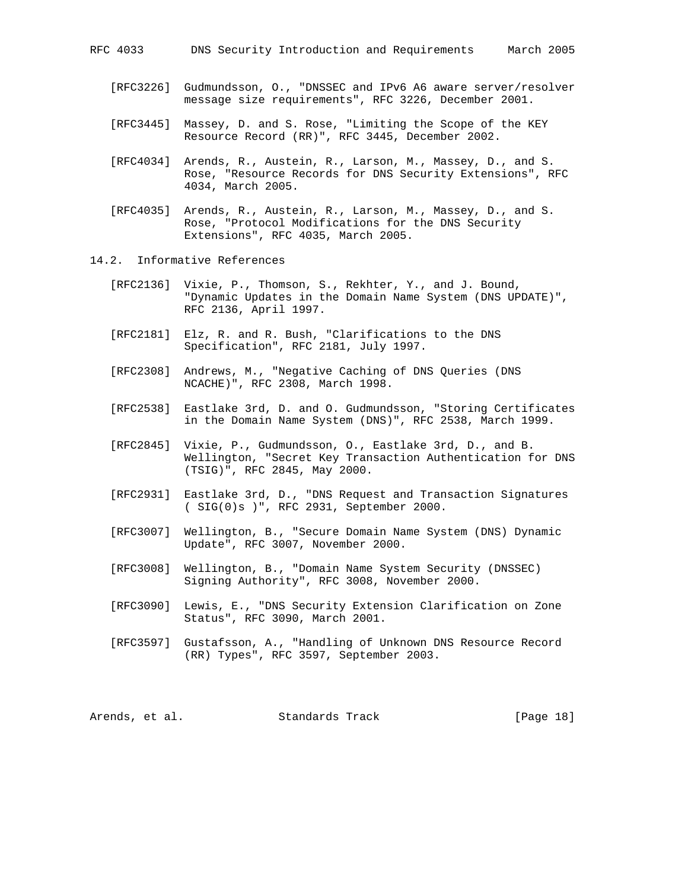[RFC3226] Gudmundsson, O., "DNSSEC and IPv6 A6 aware server/resolver message size requirements", RFC 3226, December 2001.

[RFC3445] Massey, D. and S. Rose, "Limiting the Scope of the KEY Resource Record (RR)", RFC 3445, December 2002.

[RFC4034] Arends, R., Austein, R., Larson, M., Massey, D., and S. Rose, "Resource Records for DNS Security Extensions", RFC 4034, March 2005.

[RFC4035] Arends, R., Austein, R., Larson, M., Massey, D., and S. Rose, "Protocol Modifications for the DNS Security Extensions", RFC 4035, March 2005.

## 14.2. Informative References

[RFC2136] Vixie, P., Thomson, S., Rekhter, Y., and J. Bound, "Dynamic Updates in the Domain Name System (DNS UPDATE)", RFC 2136, April 1997.

[RFC2181] Elz, R. and R. Bush, "Clarifications to the DNS Specification", RFC 2181, July 1997.

[RFC2308] Andrews, M., "Negative Caching of DNS Queries (DNS NCACHE)", RFC 2308, March 1998.

[RFC2538] Eastlake 3rd, D. and O. Gudmundsson, "Storing Certificates in the Domain Name System (DNS)", RFC 2538, March 1999.

[RFC2845] Vixie, P., Gudmundsson, O., Eastlake 3rd, D., and B. Wellington, "Secret Key Transaction Authentication for DNS (TSIG)", RFC 2845, May 2000.

[RFC2931] Eastlake 3rd, D., "DNS Request and Transaction Signatures ( SIG(0)s )", RFC 2931, September 2000.

[RFC3007] Wellington, B., "Secure Domain Name System (DNS) Dynamic Update", RFC 3007, November 2000.

[RFC3008] Wellington, B., "Domain Name System Security (DNSSEC) Signing Authority", RFC 3008, November 2000.

[RFC3090] Lewis, E., "DNS Security Extension Clarification on Zone Status", RFC 3090, March 2001.

[RFC3597] Gustafsson, A., "Handling of Unknown DNS Resource Record (RR) Types", RFC 3597, September 2003.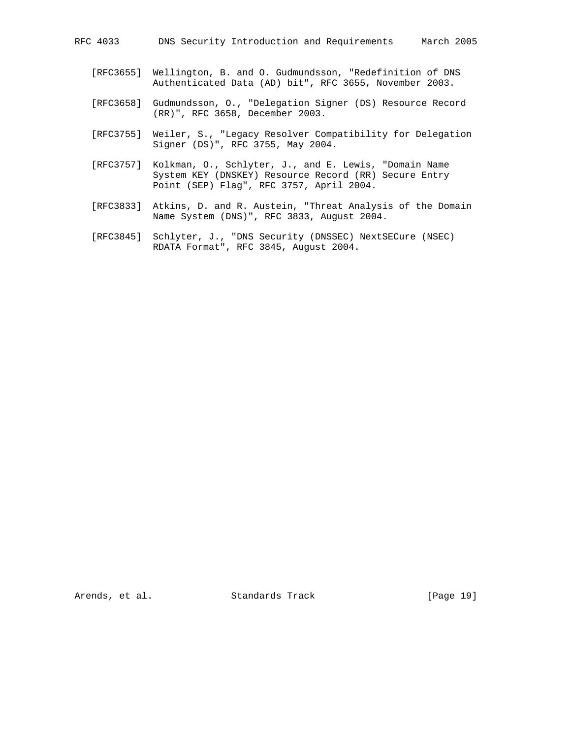[RFC3655] Wellington, B. and O. Gudmundsson, "Redefinition of DNS Authenticated Data (AD) bit", RFC 3655, November 2003.

[RFC3658] Gudmundsson, O., "Delegation Signer (DS) Resource Record (RR)", RFC 3658, December 2003.

[RFC3755] Weiler, S., "Legacy Resolver Compatibility for Delegation Signer (DS)", RFC 3755, May 2004.

[RFC3757] Kolkman, O., Schlyter, J., and E. Lewis, "Domain Name System KEY (DNSKEY) Resource Record (RR) Secure Entry Point (SEP) Flag", RFC 3757, April 2004.

[RFC3833] Atkins, D. and R. Austein, "Threat Analysis of the Domain Name System (DNS)", RFC 3833, August 2004.

[RFC3845] Schlyter, J., "DNS Security (DNSSEC) NextSECure (NSEC) RDATA Format", RFC 3845, August 2004.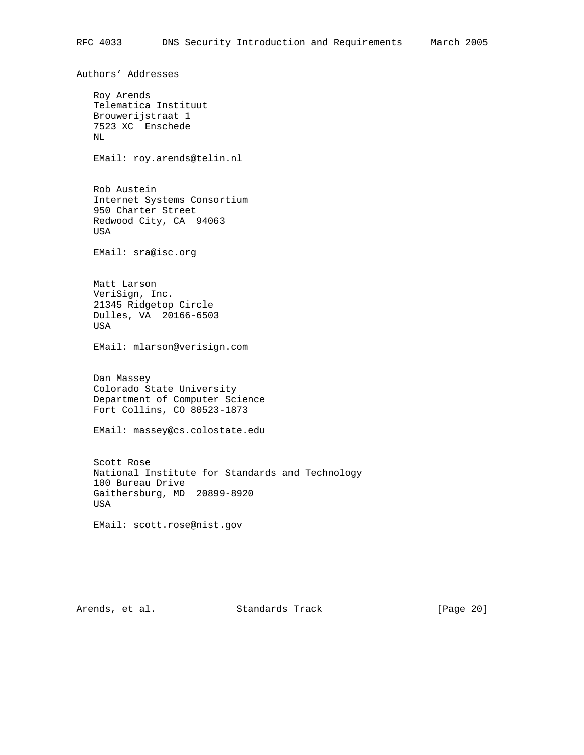## Authors' Addresses

Roy Arends
Telematica Instituut
Brouwerijstraat 1
7523 XC  Enschede
NL

EMail: roy.arends@telin.nl

Rob Austein
Internet Systems Consortium
950 Charter Street
Redwood City, CA  94063
USA

EMail: sra@isc.org

Matt Larson
VeriSign, Inc.
21345 Ridgetop Circle
Dulles, VA  20166-6503
USA

EMail: mlarson@verisign.com

Dan Massey
Colorado State University
Department of Computer Science
Fort Collins, CO 80523-1873

EMail: massey@cs.colostate.edu

Scott Rose
National Institute for Standards and Technology
100 Bureau Drive
Gaithersburg, MD  20899-8920
USA

EMail: scott.rose@nist.gov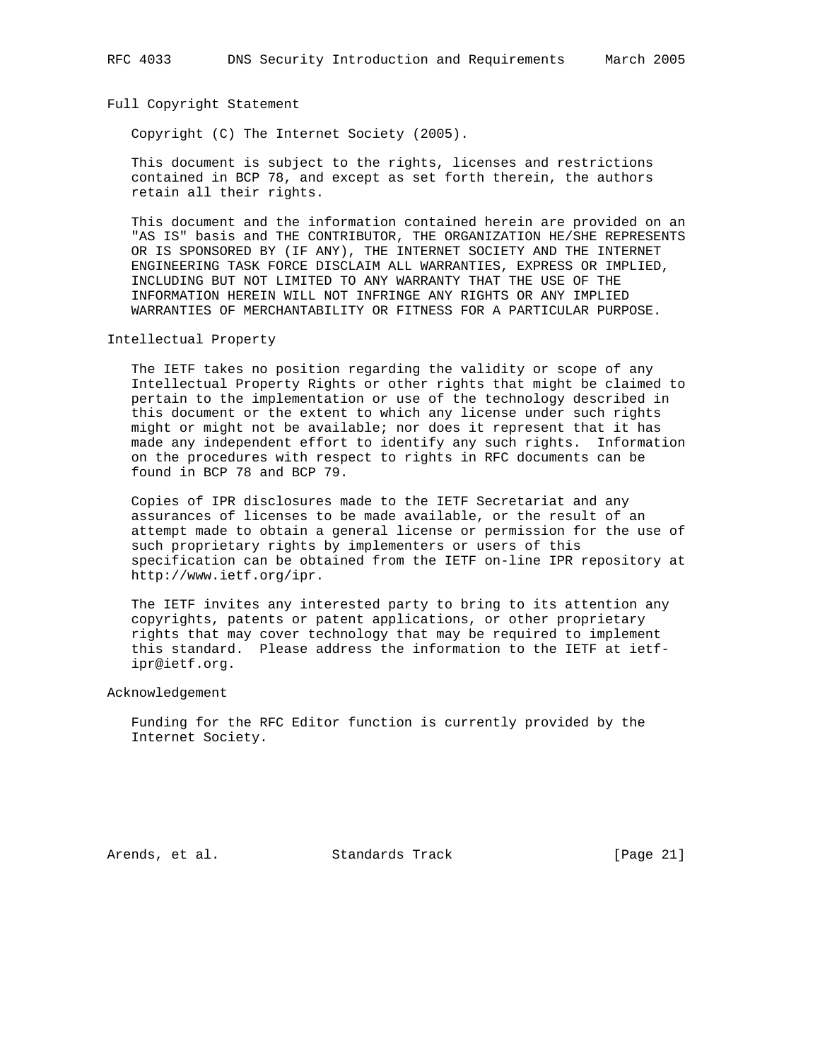## Full Copyright Statement

Copyright (C) The Internet Society (2005).

This document is subject to the rights, licenses and restrictions contained in BCP 78, and except as set forth therein, the authors retain all their rights.

This document and the information contained herein are provided on an "AS IS" basis and THE CONTRIBUTOR, THE ORGANIZATION HE/SHE REPRESENTS OR IS SPONSORED BY (IF ANY), THE INTERNET SOCIETY AND THE INTERNET ENGINEERING TASK FORCE DISCLAIM ALL WARRANTIES, EXPRESS OR IMPLIED, INCLUDING BUT NOT LIMITED TO ANY WARRANTY THAT THE USE OF THE INFORMATION HEREIN WILL NOT INFRINGE ANY RIGHTS OR ANY IMPLIED WARRANTIES OF MERCHANTABILITY OR FITNESS FOR A PARTICULAR PURPOSE.

## Intellectual Property

The IETF takes no position regarding the validity or scope of any Intellectual Property Rights or other rights that might be claimed to pertain to the implementation or use of the technology described in this document or the extent to which any license under such rights might or might not be available; nor does it represent that it has made any independent effort to identify any such rights. Information on the procedures with respect to rights in RFC documents can be found in BCP 78 and BCP 79.

Copies of IPR disclosures made to the IETF Secretariat and any assurances of licenses to be made available, or the result of an attempt made to obtain a general license or permission for the use of such proprietary rights by implementers or users of this specification can be obtained from the IETF on-line IPR repository at http://www.ietf.org/ipr.

The IETF invites any interested party to bring to its attention any copyrights, patents or patent applications, or other proprietary rights that may cover technology that may be required to implement this standard. Please address the information to the IETF at ietf-ipr@ietf.org.

## Acknowledgement

Funding for the RFC Editor function is currently provided by the Internet Society.